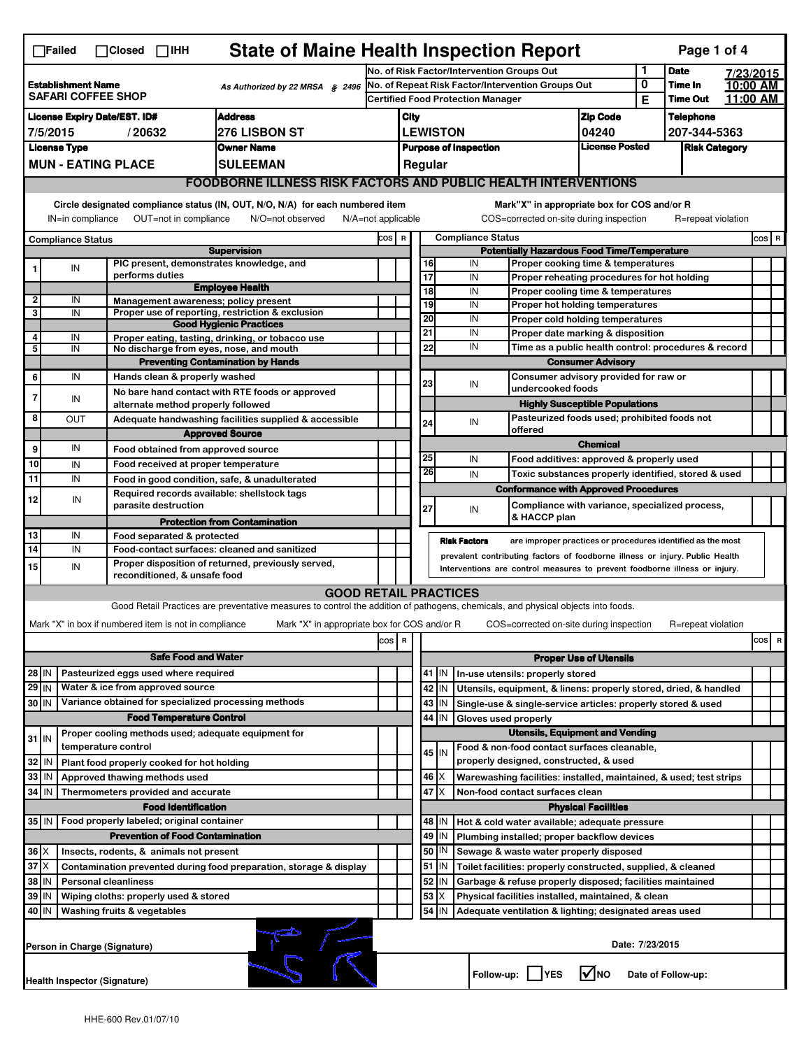☐Failed ☐Closed ☐IHH

# State of Maine Health Inspection Report

| Establishment Name | As Authorized by 22 MRSA § 2496 | No. of Risk Factor/Intervention Groups Out | 1 | Date | 7/23/2015 |
|---|---|---|---|---|---|
| SAFARI COFFEE SHOP | | No. of Repeat Risk Factor/Intervention Groups Out | 0 | Time In | 10:00 AM |
| | | Certified Food Protection Manager | E | Time Out | 11:00 AM |

| License Expiry Date/EST. ID# | Address | City | Zip Code | Telephone |
|---|---|---|---|---|
| 7/5/2015 / 20632 | 276 LISBON ST | LEWISTON | 04240 | 207-344-5363 |
| **License Type** | **Owner Name** | **Purpose of Inspection** | **License Posted** | **Risk Category** |
| MUN - EATING PLACE | SULEEMAN | Regular | | |

## FOODBORNE ILLNESS RISK FACTORS AND PUBLIC HEALTH INTERVENTIONS

Circle designated compliance status (IN, OUT, N/O, N/A) for each numbered item
IN=in compliance OUT=not in compliance N/O=not observed N/A=not applicable

Mark"X" in appropriate box for COS and/or R
COS=corrected on-site during inspection R=repeat violation

| # | Compliance Status | Item | COS | R |
|---|---|---|---|---|
| | | **Supervision** | | |
| 1 | IN | PIC present, demonstrates knowledge, and performs duties | | |
| | | **Employee Health** | | |
| 2 | IN | Management awareness; policy present | | |
| 3 | IN | Proper use of reporting, restriction & exclusion | | |
| | | **Good Hygienic Practices** | | |
| 4 | IN | Proper eating, tasting, drinking, or tobacco use | | |
| 5 | IN | No discharge from eyes, nose, and mouth | | |
| | | **Preventing Contamination by Hands** | | |
| 6 | IN | Hands clean & properly washed | | |
| 7 | IN | No bare hand contact with RTE foods or approved alternate method properly followed | | |
| 8 | OUT | Adequate handwashing facilities supplied & accessible | | |
| | | **Approved Source** | | |
| 9 | IN | Food obtained from approved source | | |
| 10 | IN | Food received at proper temperature | | |
| 11 | IN | Food in good condition, safe, & unadulterated | | |
| 12 | IN | Required records available: shellstock tags parasite destruction | | |
| | | **Protection from Contamination** | | |
| 13 | IN | Food separated & protected | | |
| 14 | IN | Food-contact surfaces: cleaned and sanitized | | |
| 15 | IN | Proper disposition of returned, previously served, reconditioned, & unsafe food | | |
| | | **Potentially Hazardous Food Time/Temperature** | | |
| 16 | IN | Proper cooking time & temperatures | | |
| 17 | IN | Proper reheating procedures for hot holding | | |
| 18 | IN | Proper cooling time & temperatures | | |
| 19 | IN | Proper hot holding temperatures | | |
| 20 | IN | Proper cold holding temperatures | | |
| 21 | IN | Proper date marking & disposition | | |
| 22 | IN | Time as a public health control: procedures & record | | |
| | | **Consumer Advisory** | | |
| 23 | IN | Consumer advisory provided for raw or undercooked foods | | |
| | | **Highly Susceptible Populations** | | |
| 24 | IN | Pasteurized foods used; prohibited foods not offered | | |
| | | **Chemical** | | |
| 25 | IN | Food additives: approved & properly used | | |
| 26 | IN | Toxic substances properly identified, stored & used | | |
| | | **Conformance with Approved Procedures** | | |
| 27 | IN | Compliance with variance, specialized process, & HACCP plan | | |

**Risk Factors** are improper practices or procedures identified as the most prevalent contributing factors of foodborne illness or injury. Public Health Interventions are control measures to prevent foodborne illness or injury.

## GOOD RETAIL PRACTICES

Good Retail Practices are preventative measures to control the addition of pathogens, chemicals, and physical objects into foods.

Mark "X" in box if numbered item is not in compliance Mark "X" in appropriate box for COS and/or R COS=corrected on-site during inspection R=repeat violation

| # | Status | Item | COS | R |
|---|---|---|---|---|
| | | **Safe Food and Water** | | |
| 28 | IN | Pasteurized eggs used where required | | |
| 29 | IN | Water & ice from approved source | | |
| 30 | IN | Variance obtained for specialized processing methods | | |
| | | **Food Temperature Control** | | |
| 31 | IN | Proper cooling methods used; adequate equipment for temperature control | | |
| 32 | IN | Plant food properly cooked for hot holding | | |
| 33 | IN | Approved thawing methods used | | |
| 34 | IN | Thermometers provided and accurate | | |
| | | **Food Identification** | | |
| 35 | IN | Food properly labeled; original container | | |
| | | **Prevention of Food Contamination** | | |
| 36 | X | Insects, rodents, & animals not present | | |
| 37 | X | Contamination prevented during food preparation, storage & display | | |
| 38 | IN | Personal cleanliness | | |
| 39 | IN | Wiping cloths: properly used & stored | | |
| 40 | IN | Washing fruits & vegetables | | |
| | | **Proper Use of Utensils** | | |
| 41 | IN | In-use utensils: properly stored | | |
| 42 | IN | Utensils, equipment, & linens: properly stored, dried, & handled | | |
| 43 | IN | Single-use & single-service articles: properly stored & used | | |
| 44 | IN | Gloves used properly | | |
| | | **Utensils, Equipment and Vending** | | |
| 45 | IN | Food & non-food contact surfaces cleanable, properly designed, constructed, & used | | |
| 46 | X | Warewashing facilities: installed, maintained, & used; test strips | | |
| 47 | X | Non-food contact surfaces clean | | |
| | | **Physical Facilities** | | |
| 48 | IN | Hot & cold water available; adequate pressure | | |
| 49 | IN | Plumbing installed; proper backflow devices | | |
| 50 | IN | Sewage & waste water properly disposed | | |
| 51 | IN | Toilet facilities: properly constructed, supplied, & cleaned | | |
| 52 | IN | Garbage & refuse properly disposed; facilities maintained | | |
| 53 | X | Physical facilities installed, maintained, & clean | | |
| 54 | IN | Adequate ventilation & lighting; designated areas used | | |

Person in Charge (Signature)

Date: 7/23/2015

Health Inspector (Signature)

Follow-up: ☐ YES ☑ NO Date of Follow-up:

HHE-600 Rev.01/07/10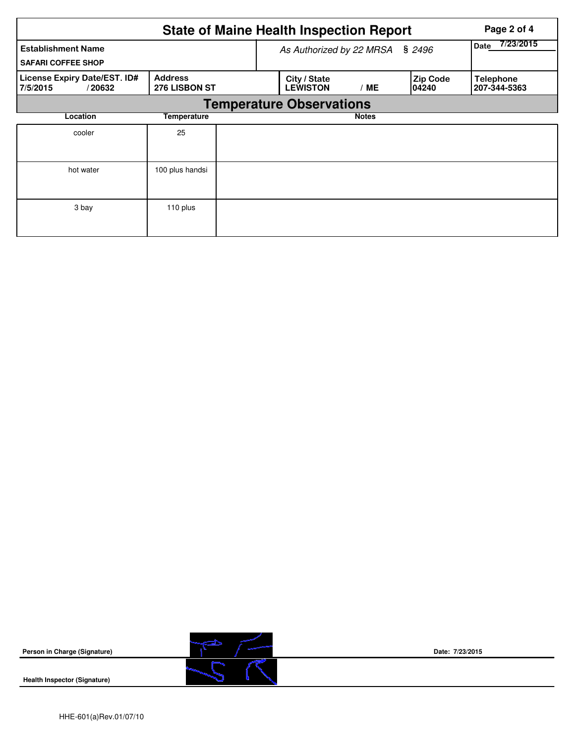# State of Maine Health Inspection Report

| Establishment Name | As Authorized by 22 MRSA § 2496 | | | Date 7/23/2015 |
| --- | --- | --- | --- | --- |
| SAFARI COFFEE SHOP | | | | |
| **License Expiry Date/EST. ID#** 7/5/2015 / 20632 | **Address** 276 LISBON ST | **City / State** LEWISTON / ME | **Zip Code** 04240 | **Telephone** 207-344-5363 |

## Temperature Observations

| Location | Temperature | Notes |
| --- | --- | --- |
| cooler | 25 | |
| hot water | 100 plus handsi | |
| 3 bay | 110 plus | |

**Person in Charge (Signature)** Date: 7/23/2015

**Health Inspector (Signature)**

HHE-601(a)Rev.01/07/10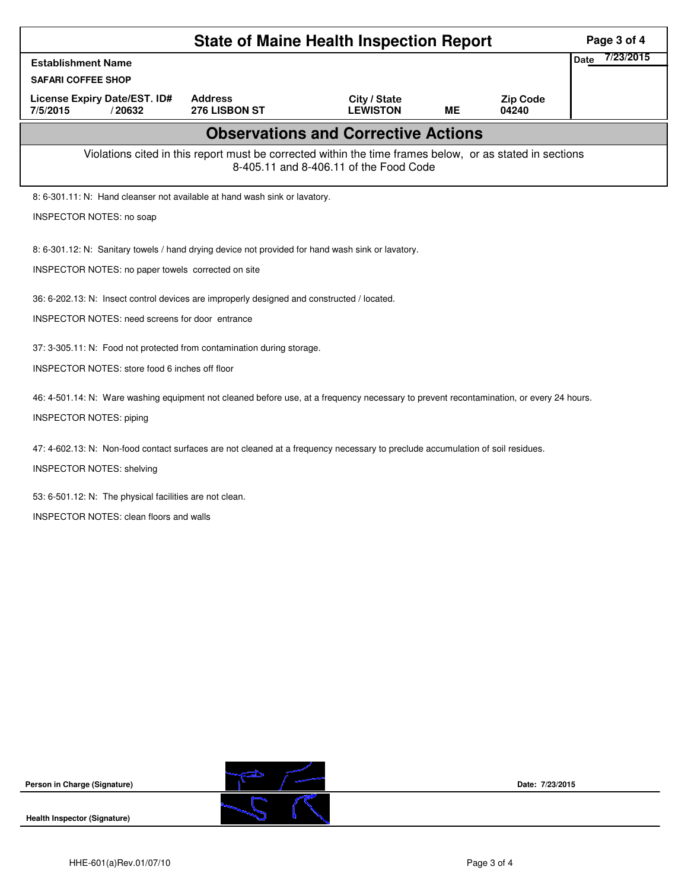# State of Maine Health Inspection Report

| Establishment Name | | | | | Date 7/23/2015 |
|---|---|---|---|---|---|
| SAFARI COFFEE SHOP | | | | | |
| License Expiry Date/EST. ID# | Address | City / State | | Zip Code | |
| 7/5/2015 / 20632 | 276 LISBON ST | LEWISTON | ME | 04240 | |

## Observations and Corrective Actions

Violations cited in this report must be corrected within the time frames below, or as stated in sections 8-405.11 and 8-406.11 of the Food Code

8: 6-301.11: N: Hand cleanser not available at hand wash sink or lavatory.

INSPECTOR NOTES: no soap

8: 6-301.12: N: Sanitary towels / hand drying device not provided for hand wash sink or lavatory.

INSPECTOR NOTES: no paper towels corrected on site

36: 6-202.13: N: Insect control devices are improperly designed and constructed / located.

INSPECTOR NOTES: need screens for door entrance

37: 3-305.11: N: Food not protected from contamination during storage.

INSPECTOR NOTES: store food 6 inches off floor

46: 4-501.14: N: Ware washing equipment not cleaned before use, at a frequency necessary to prevent recontamination, or every 24 hours.

INSPECTOR NOTES: piping

47: 4-602.13: N: Non-food contact surfaces are not cleaned at a frequency necessary to preclude accumulation of soil residues.

INSPECTOR NOTES: shelving

53: 6-501.12: N: The physical facilities are not clean.

INSPECTOR NOTES: clean floors and walls

Person in Charge (Signature) Date: 7/23/2015

Health Inspector (Signature)

HHE-601(a)Rev.01/07/10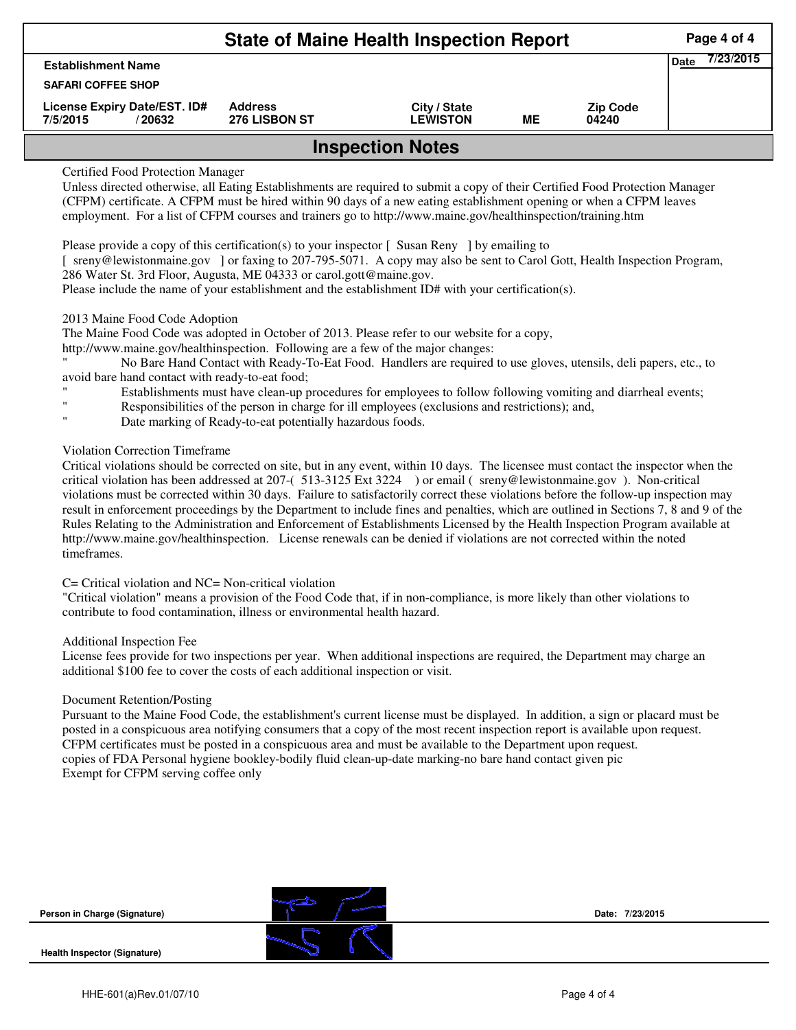# State of Maine Health Inspection Report

| Establishment Name | | | | | Date 7/23/2015 |
|---|---|---|---|---|---|
| SAFARI COFFEE SHOP | | | | | |
| License Expiry Date/EST. ID# | Address | City / State | | Zip Code | |
| 7/5/2015 / 20632 | 276 LISBON ST | LEWISTON | ME | 04240 | |

## Inspection Notes

Certified Food Protection Manager

Unless directed otherwise, all Eating Establishments are required to submit a copy of their Certified Food Protection Manager (CFPM) certificate. A CFPM must be hired within 90 days of a new eating establishment opening or when a CFPM leaves employment. For a list of CFPM courses and trainers go to http://www.maine.gov/healthinspection/training.htm

Please provide a copy of this certification(s) to your inspector [ Susan Reny ] by emailing to [ sreny@lewistonmaine.gov ] or faxing to 207-795-5071. A copy may also be sent to Carol Gott, Health Inspection Program, 286 Water St. 3rd Floor, Augusta, ME 04333 or carol.gott@maine.gov.

Please include the name of your establishment and the establishment ID# with your certification(s).

2013 Maine Food Code Adoption

The Maine Food Code was adopted in October of 2013. Please refer to our website for a copy, http://www.maine.gov/healthinspection. Following are a few of the major changes:

" No Bare Hand Contact with Ready-To-Eat Food. Handlers are required to use gloves, utensils, deli papers, etc., to avoid bare hand contact with ready-to-eat food;

" Establishments must have clean-up procedures for employees to follow following vomiting and diarrheal events;

" Responsibilities of the person in charge for ill employees (exclusions and restrictions); and,

" Date marking of Ready-to-eat potentially hazardous foods.

Violation Correction Timeframe

Critical violations should be corrected on site, but in any event, within 10 days. The licensee must contact the inspector when the critical violation has been addressed at 207-( 513-3125 Ext 3224 ) or email ( sreny@lewistonmaine.gov ). Non-critical violations must be corrected within 30 days. Failure to satisfactorily correct these violations before the follow-up inspection may result in enforcement proceedings by the Department to include fines and penalties, which are outlined in Sections 7, 8 and 9 of the Rules Relating to the Administration and Enforcement of Establishments Licensed by the Health Inspection Program available at http://www.maine.gov/healthinspection. License renewals can be denied if violations are not corrected within the noted timeframes.

C= Critical violation and NC= Non-critical violation

"Critical violation" means a provision of the Food Code that, if in non-compliance, is more likely than other violations to contribute to food contamination, illness or environmental health hazard.

Additional Inspection Fee

License fees provide for two inspections per year. When additional inspections are required, the Department may charge an additional $100 fee to cover the costs of each additional inspection or visit.

Document Retention/Posting

Pursuant to the Maine Food Code, the establishment's current license must be displayed. In addition, a sign or placard must be posted in a conspicuous area notifying consumers that a copy of the most recent inspection report is available upon request. CFPM certificates must be posted in a conspicuous area and must be available to the Department upon request.

copies of FDA Personal hygiene bookley-bodily fluid clean-up-date marking-no bare hand contact given pic

Exempt for CFPM serving coffee only

Person in Charge (Signature) Date: 7/23/2015

Health Inspector (Signature)

HHE-601(a)Rev.01/07/10